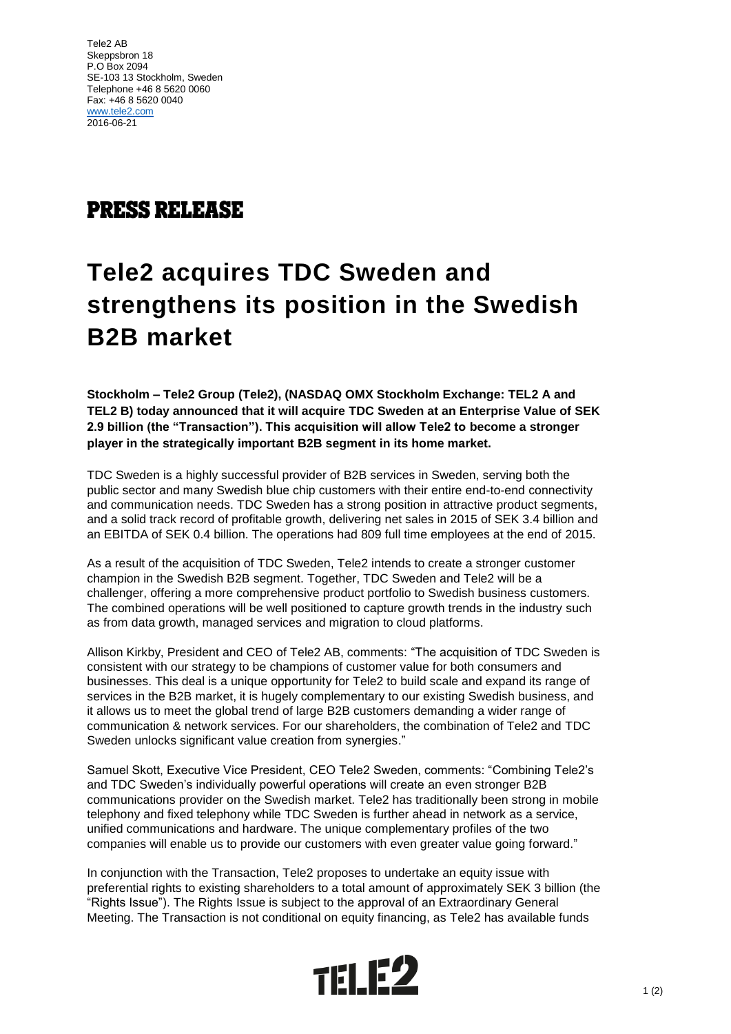Tele2 AB
Skeppsbron 18
P.O Box 2094
SE-103 13 Stockholm, Sweden
Telephone +46 8 5620 0060
Fax: +46 8 5620 0040
www.tele2.com
2016-06-21

# PRESS RELEASE

# Tele2 acquires TDC Sweden and strengthens its position in the Swedish B2B market

**Stockholm – Tele2 Group (Tele2), (NASDAQ OMX Stockholm Exchange: TEL2 A and TEL2 B) today announced that it will acquire TDC Sweden at an Enterprise Value of SEK 2.9 billion (the "Transaction"). This acquisition will allow Tele2 to become a stronger player in the strategically important B2B segment in its home market.**

TDC Sweden is a highly successful provider of B2B services in Sweden, serving both the public sector and many Swedish blue chip customers with their entire end-to-end connectivity and communication needs. TDC Sweden has a strong position in attractive product segments, and a solid track record of profitable growth, delivering net sales in 2015 of SEK 3.4 billion and an EBITDA of SEK 0.4 billion. The operations had 809 full time employees at the end of 2015.

As a result of the acquisition of TDC Sweden, Tele2 intends to create a stronger customer champion in the Swedish B2B segment. Together, TDC Sweden and Tele2 will be a challenger, offering a more comprehensive product portfolio to Swedish business customers. The combined operations will be well positioned to capture growth trends in the industry such as from data growth, managed services and migration to cloud platforms.

Allison Kirkby, President and CEO of Tele2 AB, comments: "The acquisition of TDC Sweden is consistent with our strategy to be champions of customer value for both consumers and businesses. This deal is a unique opportunity for Tele2 to build scale and expand its range of services in the B2B market, it is hugely complementary to our existing Swedish business, and it allows us to meet the global trend of large B2B customers demanding a wider range of communication & network services. For our shareholders, the combination of Tele2 and TDC Sweden unlocks significant value creation from synergies."

Samuel Skott, Executive Vice President, CEO Tele2 Sweden, comments: "Combining Tele2's and TDC Sweden's individually powerful operations will create an even stronger B2B communications provider on the Swedish market. Tele2 has traditionally been strong in mobile telephony and fixed telephony while TDC Sweden is further ahead in network as a service, unified communications and hardware. The unique complementary profiles of the two companies will enable us to provide our customers with even greater value going forward."

In conjunction with the Transaction, Tele2 proposes to undertake an equity issue with preferential rights to existing shareholders to a total amount of approximately SEK 3 billion (the "Rights Issue"). The Rights Issue is subject to the approval of an Extraordinary General Meeting. The Transaction is not conditional on equity financing, as Tele2 has available funds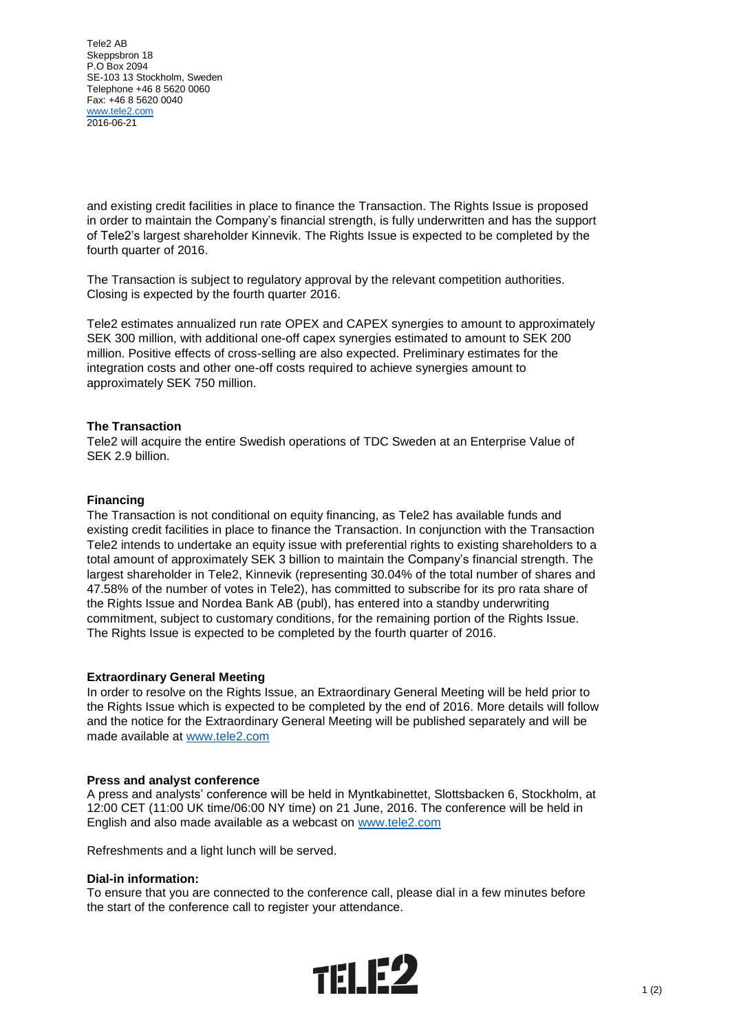Tele2 AB
Skeppsbron 18
P.O Box 2094
SE-103 13 Stockholm, Sweden
Telephone +46 8 5620 0060
Fax: +46 8 5620 0040
www.tele2.com
2016-06-21

and existing credit facilities in place to finance the Transaction. The Rights Issue is proposed in order to maintain the Company's financial strength, is fully underwritten and has the support of Tele2's largest shareholder Kinnevik. The Rights Issue is expected to be completed by the fourth quarter of 2016.

The Transaction is subject to regulatory approval by the relevant competition authorities. Closing is expected by the fourth quarter 2016.

Tele2 estimates annualized run rate OPEX and CAPEX synergies to amount to approximately SEK 300 million, with additional one-off capex synergies estimated to amount to SEK 200 million. Positive effects of cross-selling are also expected. Preliminary estimates for the integration costs and other one-off costs required to achieve synergies amount to approximately SEK 750 million.

**The Transaction**
Tele2 will acquire the entire Swedish operations of TDC Sweden at an Enterprise Value of SEK 2.9 billion.

**Financing**
The Transaction is not conditional on equity financing, as Tele2 has available funds and existing credit facilities in place to finance the Transaction. In conjunction with the Transaction Tele2 intends to undertake an equity issue with preferential rights to existing shareholders to a total amount of approximately SEK 3 billion to maintain the Company's financial strength. The largest shareholder in Tele2, Kinnevik (representing 30.04% of the total number of shares and 47.58% of the number of votes in Tele2), has committed to subscribe for its pro rata share of the Rights Issue and Nordea Bank AB (publ), has entered into a standby underwriting commitment, subject to customary conditions, for the remaining portion of the Rights Issue. The Rights Issue is expected to be completed by the fourth quarter of 2016.

**Extraordinary General Meeting**
In order to resolve on the Rights Issue, an Extraordinary General Meeting will be held prior to the Rights Issue which is expected to be completed by the end of 2016. More details will follow and the notice for the Extraordinary General Meeting will be published separately and will be made available at www.tele2.com

**Press and analyst conference**
A press and analysts' conference will be held in Myntkabinettet, Slottsbacken 6, Stockholm, at 12:00 CET (11:00 UK time/06:00 NY time) on 21 June, 2016. The conference will be held in English and also made available as a webcast on www.tele2.com

Refreshments and a light lunch will be served.

**Dial-in information:**
To ensure that you are connected to the conference call, please dial in a few minutes before the start of the conference call to register your attendance.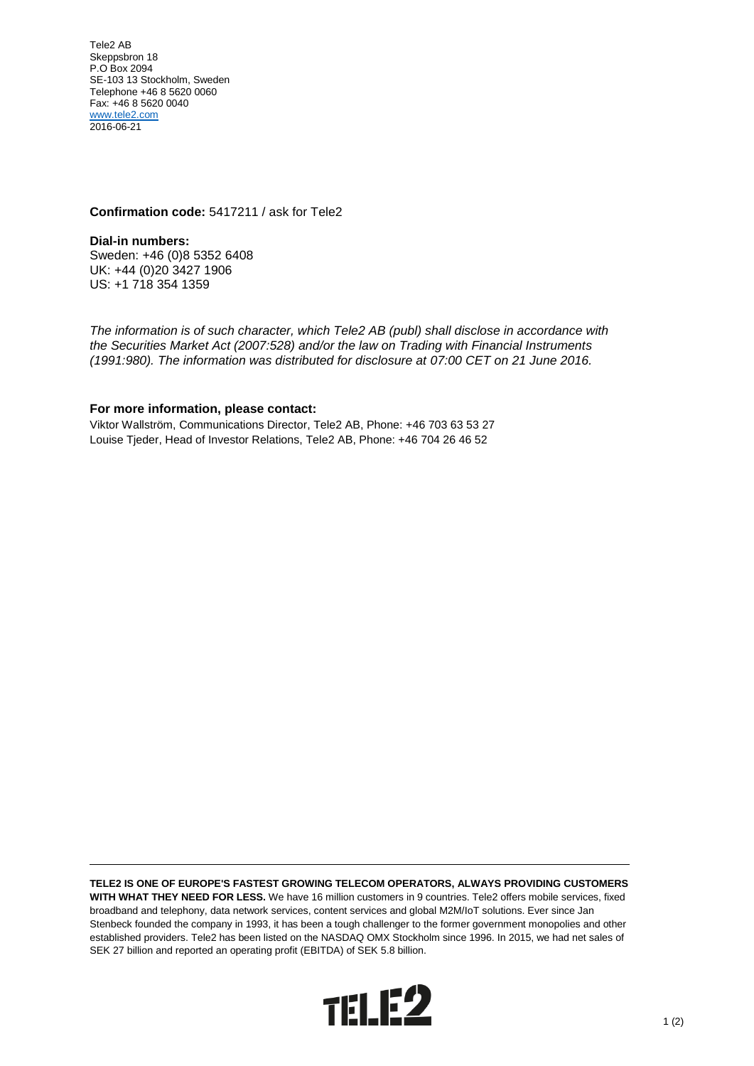Tele2 AB
Skeppsbron 18
P.O Box 2094
SE-103 13 Stockholm, Sweden
Telephone +46 8 5620 0060
Fax: +46 8 5620 0040
www.tele2.com
2016-06-21

**Confirmation code:** 5417211 / ask for Tele2

**Dial-in numbers:**
Sweden: +46 (0)8 5352 6408
UK: +44 (0)20 3427 1906
US: +1 718 354 1359

*The information is of such character, which Tele2 AB (publ) shall disclose in accordance with the Securities Market Act (2007:528) and/or the law on Trading with Financial Instruments (1991:980). The information was distributed for disclosure at 07:00 CET on 21 June 2016.*

**For more information, please contact:**
Viktor Wallström, Communications Director, Tele2 AB, Phone: +46 703 63 53 27
Louise Tjeder, Head of Investor Relations, Tele2 AB, Phone: +46 704 26 46 52

---

**TELE2 IS ONE OF EUROPE'S FASTEST GROWING TELECOM OPERATORS, ALWAYS PROVIDING CUSTOMERS WITH WHAT THEY NEED FOR LESS.** We have 16 million customers in 9 countries. Tele2 offers mobile services, fixed broadband and telephony, data network services, content services and global M2M/IoT solutions. Ever since Jan Stenbeck founded the company in 1993, it has been a tough challenger to the former government monopolies and other established providers. Tele2 has been listed on the NASDAQ OMX Stockholm since 1996. In 2015, we had net sales of SEK 27 billion and reported an operating profit (EBITDA) of SEK 5.8 billion.